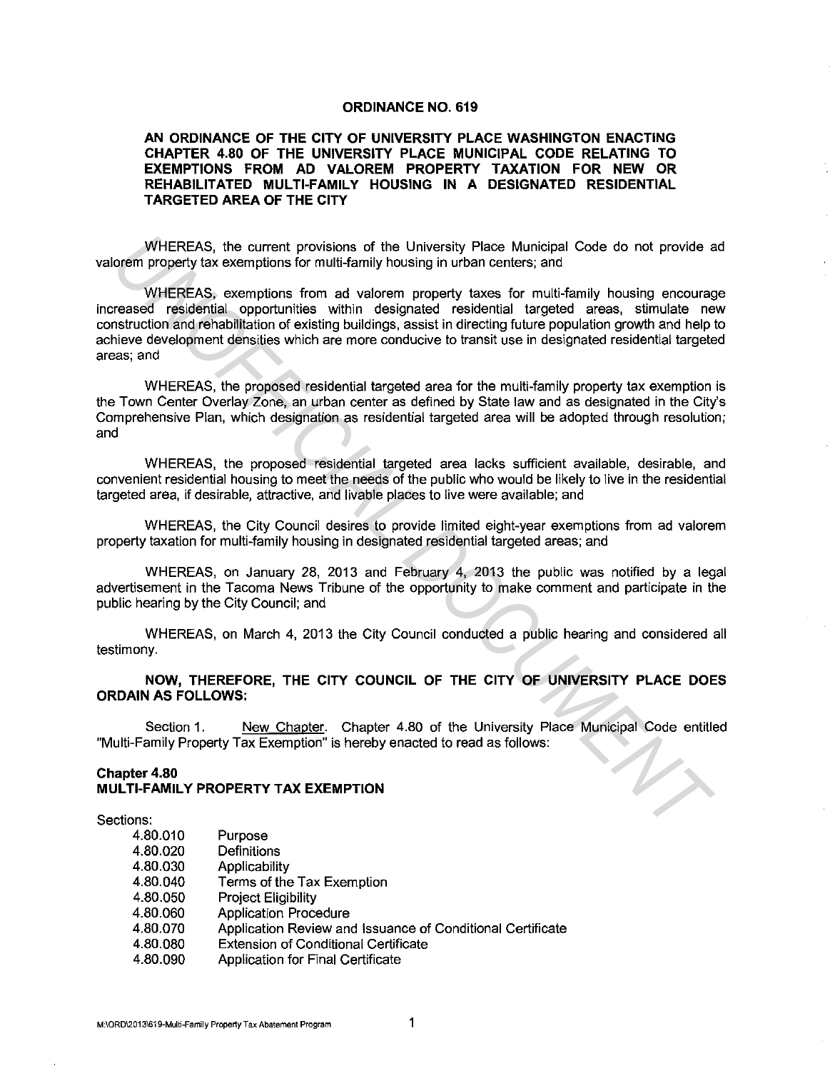# ORDINANCE NO. 619

## AN ORDINANCE OF THE CITY OF UNIVERSITY PLACE WASHINGTON ENACTING CHAPTER 4.80 OF THE UNIVERSITY PLACE MUNICIPAL CODE RELATING TO EXEMPTIONS FROM AD VALOREM PROPERTY TAXATION FOR NEW OR REHABILITATED MULTI-FAMILY HOUSING IN A DESIGNATED RESIDENTIAL TARGETED AREA OF THE CITY

WHEREAS, the current provisions of the University Place Municipal Code do not provide ad valorem property tax exemptions for multi-family housing in urban centers; and

WHEREAS, exemptions from ad valorem property taxes for multi-family housing encourage increased residential opportunities within designated residential targeted areas, stimulate new construction and rehabilitation of existing buildings, assist in directing future population growth and help to achieve development densities which are more conducive to transit use in designated residential targeted areas; and

WHEREAS, the proposed residential targeted area for the multi-family property tax exemption is the Town Center Overlay Zone, an urban center as defined by State law and as designated in the City's Comprehensive Plan, which designation as residential targeted area will be adopted through resolution; and

WHEREAS, the proposed residential targeted area lacks sufficient available, desirable, and convenient residential housing to meet the needs of the public who would be likely to live in the residential targeted area, if desirable, attractive, and livable places to live were available; and

WHEREAS, the City Council desires to provide limited eight-year exemptions from ad valorem property taxation for multi-family housing in designated residential targeted areas; and

WHEREAS, on January 28, 2013 and February 4, 2013 the public was notified by a legal advertisement in the Tacoma News Tribune of the opportunity to make comment and participate in the public hearing by the City Council; and

WHEREAS, on March 4, 2013 the City Council conducted a public hearing and considered all testimony.

**NOW, THEREFORE, THE CITY COUNCIL OF THE CITY OF UNIVERSITY PLACE DOES ORDAIN AS FOLLOWS:**

Section 1. New Chapter. Chapter 4.80 of the University Place Municipal Code entitled "Multi-Family Property Tax Exemption" is hereby enacted to read as follows:

### Chapter 4.80
### MULTI-FAMILY PROPERTY TAX EXEMPTION

Sections:

- 4.80.010 Purpose
- 4.80.020 Definitions
- 4.80.030 Applicability
- 4.80.040 Terms of the Tax Exemption
- 4.80.050 Project Eligibility
- 4.80.060 Application Procedure
- 4.80.070 Application Review and Issuance of Conditional Certificate
- 4.80.080 Extension of Conditional Certificate
- 4.80.090 Application for Final Certificate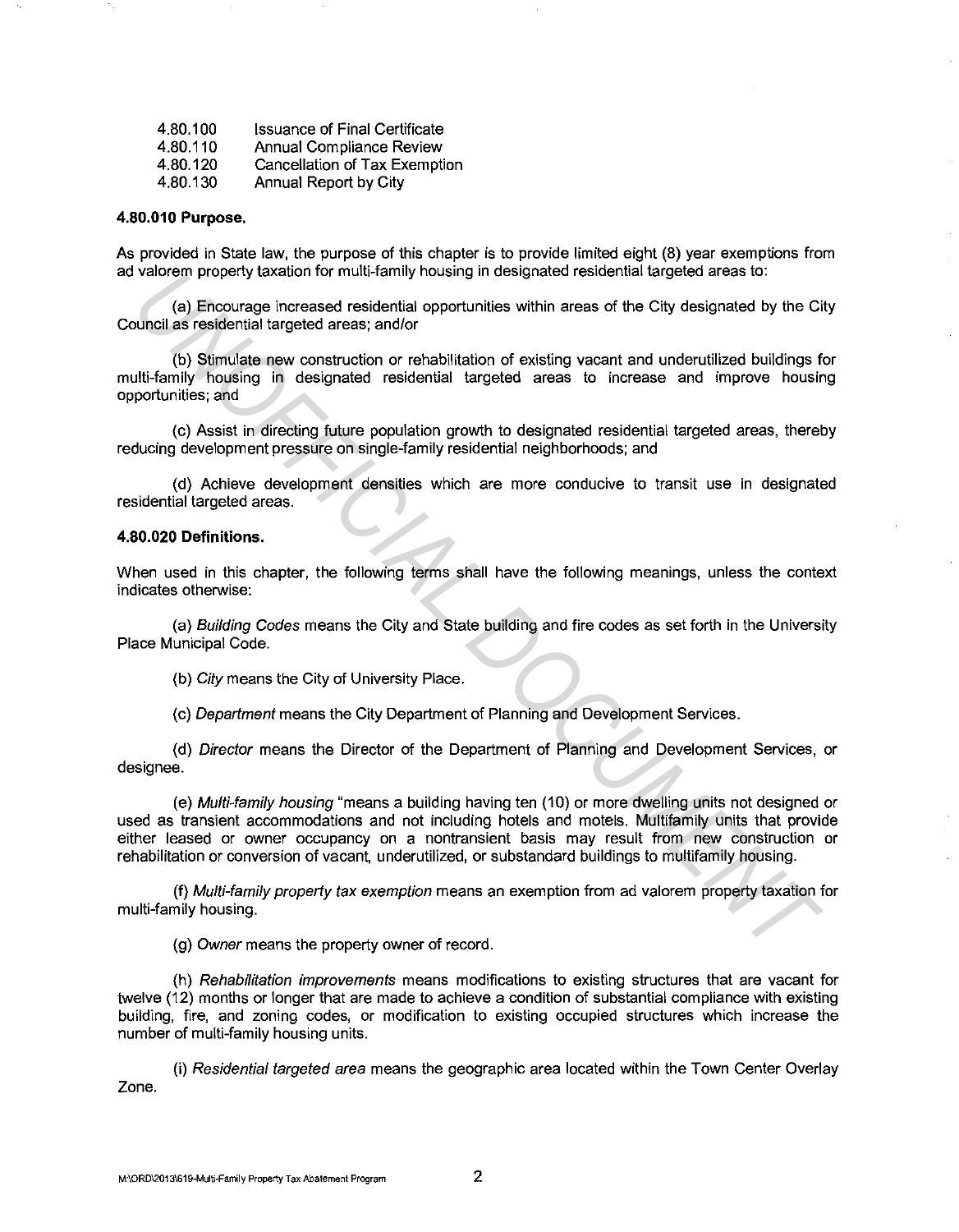| | |
|---|---|
| 4.80.100 | Issuance of Final Certificate |
| 4.80.110 | Annual Compliance Review |
| 4.80.120 | Cancellation of Tax Exemption |
| 4.80.130 | Annual Report by City |

**4.80.010 Purpose.**

As provided in State law, the purpose of this chapter is to provide limited eight (8) year exemptions from ad valorem property taxation for multi-family housing in designated residential targeted areas to:

(a) Encourage increased residential opportunities within areas of the City designated by the City Council as residential targeted areas; and/or

(b) Stimulate new construction or rehabilitation of existing vacant and underutilized buildings for multi-family housing in designated residential targeted areas to increase and improve housing opportunities; and

(c) Assist in directing future population growth to designated residential targeted areas, thereby reducing development pressure on single-family residential neighborhoods; and

(d) Achieve development densities which are more conducive to transit use in designated residential targeted areas.

**4.80.020 Definitions.**

When used in this chapter, the following terms shall have the following meanings, unless the context indicates otherwise:

(a) *Building Codes* means the City and State building and fire codes as set forth in the University Place Municipal Code.

(b) *City* means the City of University Place.

(c) *Department* means the City Department of Planning and Development Services.

(d) *Director* means the Director of the Department of Planning and Development Services, or designee.

(e) *Multi-family housing* "means a building having ten (10) or more dwelling units not designed or used as transient accommodations and not including hotels and motels. Multifamily units that provide either leased or owner occupancy on a nontransient basis may result from new construction or rehabilitation or conversion of vacant, underutilized, or substandard buildings to multifamily housing.

(f) *Multi-family property tax exemption* means an exemption from ad valorem property taxation for multi-family housing.

(g) *Owner* means the property owner of record.

(h) *Rehabilitation improvements* means modifications to existing structures that are vacant for twelve (12) months or longer that are made to achieve a condition of substantial compliance with existing building, fire, and zoning codes, or modification to existing occupied structures which increase the number of multi-family housing units.

(i) *Residential targeted area* means the geographic area located within the Town Center Overlay Zone.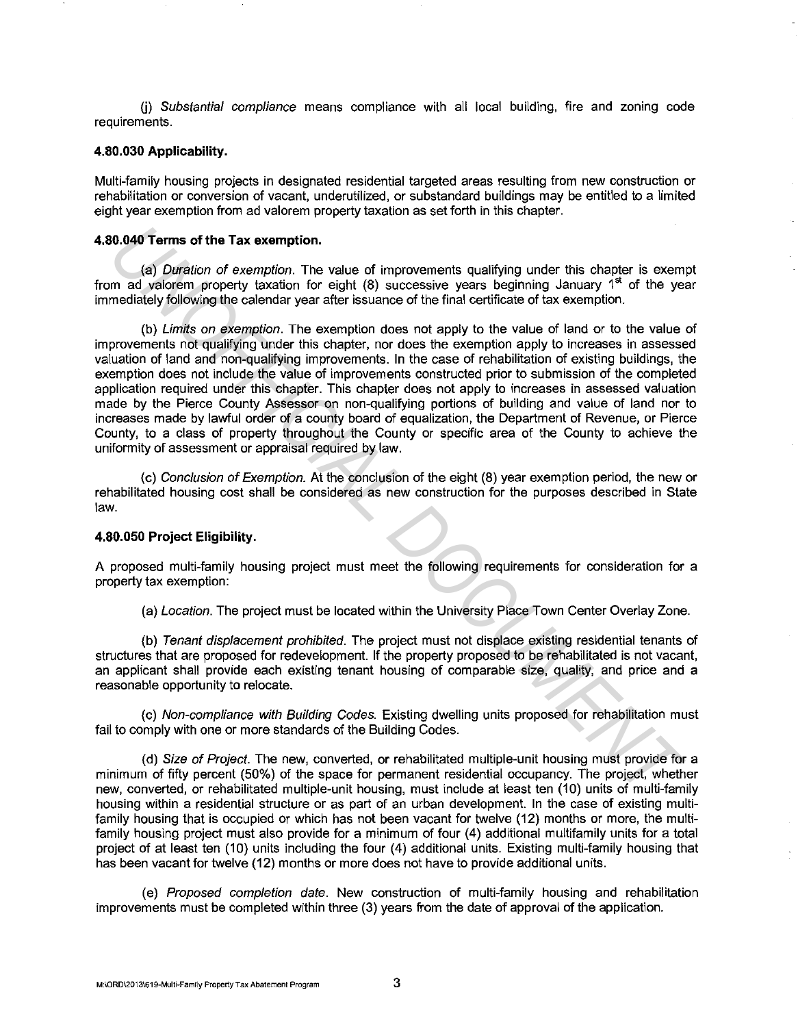(j) *Substantial compliance* means compliance with all local building, fire and zoning code requirements.

**4.80.030 Applicability.**

Multi-family housing projects in designated residential targeted areas resulting from new construction or rehabilitation or conversion of vacant, underutilized, or substandard buildings may be entitled to a limited eight year exemption from ad valorem property taxation as set forth in this chapter.

**4.80.040 Terms of the Tax exemption.**

(a) *Duration of exemption.* The value of improvements qualifying under this chapter is exempt from ad valorem property taxation for eight (8) successive years beginning January 1st of the year immediately following the calendar year after issuance of the final certificate of tax exemption.

(b) *Limits on exemption.* The exemption does not apply to the value of land or to the value of improvements not qualifying under this chapter, nor does the exemption apply to increases in assessed valuation of land and non-qualifying improvements. In the case of rehabilitation of existing buildings, the exemption does not include the value of improvements constructed prior to submission of the completed application required under this chapter. This chapter does not apply to increases in assessed valuation made by the Pierce County Assessor on non-qualifying portions of building and value of land nor to increases made by lawful order of a county board of equalization, the Department of Revenue, or Pierce County, to a class of property throughout the County or specific area of the County to achieve the uniformity of assessment or appraisal required by law.

(c) *Conclusion of Exemption.* At the conclusion of the eight (8) year exemption period, the new or rehabilitated housing cost shall be considered as new construction for the purposes described in State law.

**4.80.050 Project Eligibility.**

A proposed multi-family housing project must meet the following requirements for consideration for a property tax exemption:

(a) *Location.* The project must be located within the University Place Town Center Overlay Zone.

(b) *Tenant displacement prohibited.* The project must not displace existing residential tenants of structures that are proposed for redevelopment. If the property proposed to be rehabilitated is not vacant, an applicant shall provide each existing tenant housing of comparable size, quality, and price and a reasonable opportunity to relocate.

(c) *Non-compliance with Building Codes.* Existing dwelling units proposed for rehabilitation must fail to comply with one or more standards of the Building Codes.

(d) *Size of Project.* The new, converted, or rehabilitated multiple-unit housing must provide for a minimum of fifty percent (50%) of the space for permanent residential occupancy. The project, whether new, converted, or rehabilitated multiple-unit housing, must include at least ten (10) units of multi-family housing within a residential structure or as part of an urban development. In the case of existing multi-family housing that is occupied or which has not been vacant for twelve (12) months or more, the multi-family housing project must also provide for a minimum of four (4) additional multifamily units for a total project of at least ten (10) units including the four (4) additional units. Existing multi-family housing that has been vacant for twelve (12) months or more does not have to provide additional units.

(e) *Proposed completion date.* New construction of multi-family housing and rehabilitation improvements must be completed within three (3) years from the date of approval of the application.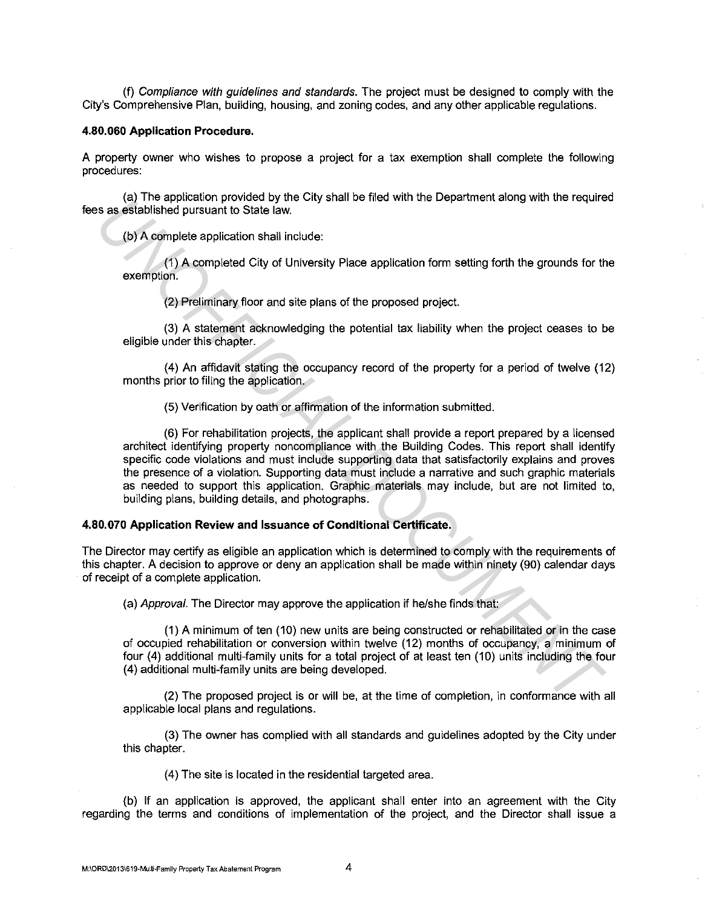(f) *Compliance with guidelines and standards*. The project must be designed to comply with the City's Comprehensive Plan, building, housing, and zoning codes, and any other applicable regulations.

**4.80.060 Application Procedure.**

A property owner who wishes to propose a project for a tax exemption shall complete the following procedures:

(a) The application provided by the City shall be filed with the Department along with the required fees as established pursuant to State law.

(b) A complete application shall include:

(1) A completed City of University Place application form setting forth the grounds for the exemption.

(2) Preliminary floor and site plans of the proposed project.

(3) A statement acknowledging the potential tax liability when the project ceases to be eligible under this chapter.

(4) An affidavit stating the occupancy record of the property for a period of twelve (12) months prior to filing the application.

(5) Verification by oath or affirmation of the information submitted.

(6) For rehabilitation projects, the applicant shall provide a report prepared by a licensed architect identifying property noncompliance with the Building Codes. This report shall identify specific code violations and must include supporting data that satisfactorily explains and proves the presence of a violation. Supporting data must include a narrative and such graphic materials as needed to support this application. Graphic materials may include, but are not limited to, building plans, building details, and photographs.

**4.80.070 Application Review and Issuance of Conditional Certificate.**

The Director may certify as eligible an application which is determined to comply with the requirements of this chapter. A decision to approve or deny an application shall be made within ninety (90) calendar days of receipt of a complete application.

(a) *Approval*. The Director may approve the application if he/she finds that:

(1) A minimum of ten (10) new units are being constructed or rehabilitated or in the case of occupied rehabilitation or conversion within twelve (12) months of occupancy, a minimum of four (4) additional multi-family units for a total project of at least ten (10) units including the four (4) additional multi-family units are being developed.

(2) The proposed project is or will be, at the time of completion, in conformance with all applicable local plans and regulations.

(3) The owner has complied with all standards and guidelines adopted by the City under this chapter.

(4) The site is located in the residential targeted area.

(b) If an application is approved, the applicant shall enter into an agreement with the City regarding the terms and conditions of implementation of the project, and the Director shall issue a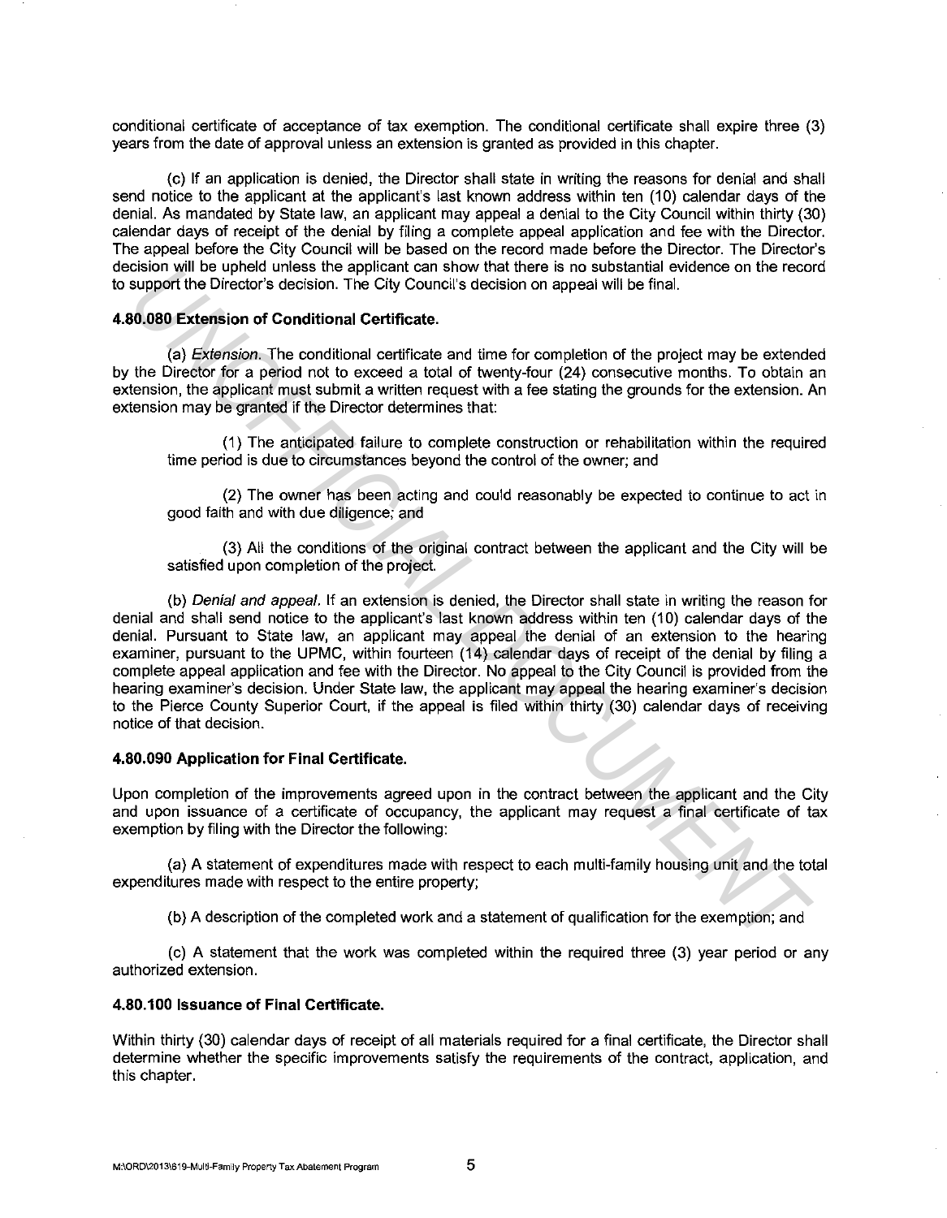conditional certificate of acceptance of tax exemption. The conditional certificate shall expire three (3) years from the date of approval unless an extension is granted as provided in this chapter.

(c) If an application is denied, the Director shall state in writing the reasons for denial and shall send notice to the applicant at the applicant's last known address within ten (10) calendar days of the denial. As mandated by State law, an applicant may appeal a denial to the City Council within thirty (30) calendar days of receipt of the denial by filing a complete appeal application and fee with the Director. The appeal before the City Council will be based on the record made before the Director. The Director's decision will be upheld unless the applicant can show that there is no substantial evidence on the record to support the Director's decision. The City Council's decision on appeal will be final.

**4.80.080 Extension of Conditional Certificate.**

(a) *Extension.* The conditional certificate and time for completion of the project may be extended by the Director for a period not to exceed a total of twenty-four (24) consecutive months. To obtain an extension, the applicant must submit a written request with a fee stating the grounds for the extension. An extension may be granted if the Director determines that:

(1) The anticipated failure to complete construction or rehabilitation within the required time period is due to circumstances beyond the control of the owner; and

(2) The owner has been acting and could reasonably be expected to continue to act in good faith and with due diligence; and

(3) All the conditions of the original contract between the applicant and the City will be satisfied upon completion of the project.

(b) *Denial and appeal.* If an extension is denied, the Director shall state in writing the reason for denial and shall send notice to the applicant's last known address within ten (10) calendar days of the denial. Pursuant to State law, an applicant may appeal the denial of an extension to the hearing examiner, pursuant to the UPMC, within fourteen (14) calendar days of receipt of the denial by filing a complete appeal application and fee with the Director. No appeal to the City Council is provided from the hearing examiner's decision. Under State law, the applicant may appeal the hearing examiner's decision to the Pierce County Superior Court, if the appeal is filed within thirty (30) calendar days of receiving notice of that decision.

**4.80.090 Application for Final Certificate.**

Upon completion of the improvements agreed upon in the contract between the applicant and the City and upon issuance of a certificate of occupancy, the applicant may request a final certificate of tax exemption by filing with the Director the following:

(a) A statement of expenditures made with respect to each multi-family housing unit and the total expenditures made with respect to the entire property;

(b) A description of the completed work and a statement of qualification for the exemption; and

(c) A statement that the work was completed within the required three (3) year period or any authorized extension.

**4.80.100 Issuance of Final Certificate.**

Within thirty (30) calendar days of receipt of all materials required for a final certificate, the Director shall determine whether the specific improvements satisfy the requirements of the contract, application, and this chapter.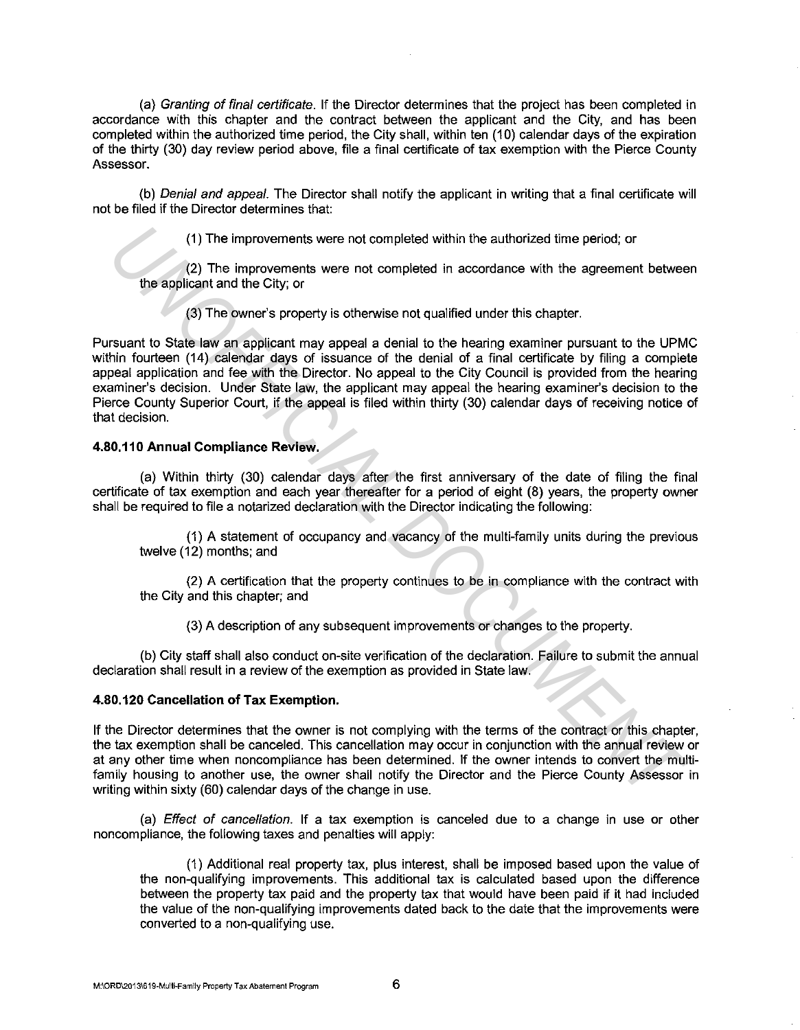(a) *Granting of final certificate*. If the Director determines that the project has been completed in accordance with this chapter and the contract between the applicant and the City, and has been completed within the authorized time period, the City shall, within ten (10) calendar days of the expiration of the thirty (30) day review period above, file a final certificate of tax exemption with the Pierce County Assessor.

(b) *Denial and appeal*. The Director shall notify the applicant in writing that a final certificate will not be filed if the Director determines that:

(1) The improvements were not completed within the authorized time period; or

(2) The improvements were not completed in accordance with the agreement between the applicant and the City; or

(3) The owner's property is otherwise not qualified under this chapter.

Pursuant to State law an applicant may appeal a denial to the hearing examiner pursuant to the UPMC within fourteen (14) calendar days of issuance of the denial of a final certificate by filing a complete appeal application and fee with the Director. No appeal to the City Council is provided from the hearing examiner's decision. Under State law, the applicant may appeal the hearing examiner's decision to the Pierce County Superior Court, if the appeal is filed within thirty (30) calendar days of receiving notice of that decision.

**4.80.110 Annual Compliance Review.**

(a) Within thirty (30) calendar days after the first anniversary of the date of filing the final certificate of tax exemption and each year thereafter for a period of eight (8) years, the property owner shall be required to file a notarized declaration with the Director indicating the following:

(1) A statement of occupancy and vacancy of the multi-family units during the previous twelve (12) months; and

(2) A certification that the property continues to be in compliance with the contract with the City and this chapter; and

(3) A description of any subsequent improvements or changes to the property.

(b) City staff shall also conduct on-site verification of the declaration. Failure to submit the annual declaration shall result in a review of the exemption as provided in State law.

**4.80.120 Cancellation of Tax Exemption.**

If the Director determines that the owner is not complying with the terms of the contract or this chapter, the tax exemption shall be canceled. This cancellation may occur in conjunction with the annual review or at any other time when noncompliance has been determined. If the owner intends to convert the multi-family housing to another use, the owner shall notify the Director and the Pierce County Assessor in writing within sixty (60) calendar days of the change in use.

(a) *Effect of cancellation*. If a tax exemption is canceled due to a change in use or other noncompliance, the following taxes and penalties will apply:

(1) Additional real property tax, plus interest, shall be imposed based upon the value of the non-qualifying improvements. This additional tax is calculated based upon the difference between the property tax paid and the property tax that would have been paid if it had included the value of the non-qualifying improvements dated back to the date that the improvements were converted to a non-qualifying use.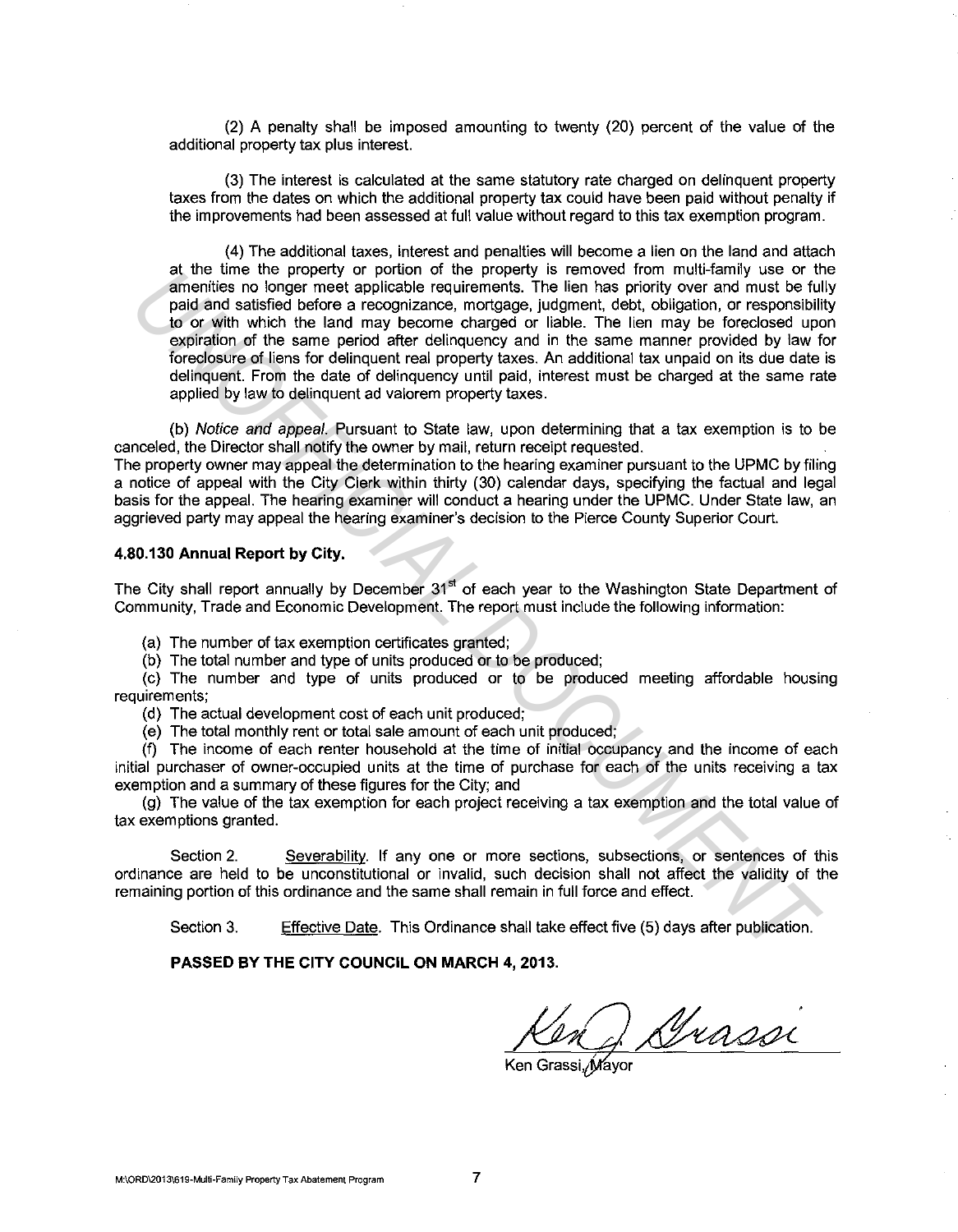(2) A penalty shall be imposed amounting to twenty (20) percent of the value of the additional property tax plus interest.

(3) The interest is calculated at the same statutory rate charged on delinquent property taxes from the dates on which the additional property tax could have been paid without penalty if the improvements had been assessed at full value without regard to this tax exemption program.

(4) The additional taxes, interest and penalties will become a lien on the land and attach at the time the property or portion of the property is removed from multi-family use or the amenities no longer meet applicable requirements. The lien has priority over and must be fully paid and satisfied before a recognizance, mortgage, judgment, debt, obligation, or responsibility to or with which the land may become charged or liable. The lien may be foreclosed upon expiration of the same period after delinquency and in the same manner provided by law for foreclosure of liens for delinquent real property taxes. An additional tax unpaid on its due date is delinquent. From the date of delinquency until paid, interest must be charged at the same rate applied by law to delinquent ad valorem property taxes.

(b) *Notice and appeal.* Pursuant to State law, upon determining that a tax exemption is to be canceled, the Director shall notify the owner by mail, return receipt requested.
The property owner may appeal the determination to the hearing examiner pursuant to the UPMC by filing a notice of appeal with the City Clerk within thirty (30) calendar days, specifying the factual and legal basis for the appeal. The hearing examiner will conduct a hearing under the UPMC. Under State law, an aggrieved party may appeal the hearing examiner's decision to the Pierce County Superior Court.

**4.80.130 Annual Report by City.**

The City shall report annually by December 31st of each year to the Washington State Department of Community, Trade and Economic Development. The report must include the following information:

(a) The number of tax exemption certificates granted;

(b) The total number and type of units produced or to be produced;

(c) The number and type of units produced or to be produced meeting affordable housing requirements;

(d) The actual development cost of each unit produced;

(e) The total monthly rent or total sale amount of each unit produced;

(f) The income of each renter household at the time of initial occupancy and the income of each initial purchaser of owner-occupied units at the time of purchase for each of the units receiving a tax exemption and a summary of these figures for the City; and

(g) The value of the tax exemption for each project receiving a tax exemption and the total value of tax exemptions granted.

Section 2. Severability. If any one or more sections, subsections, or sentences of this ordinance are held to be unconstitutional or invalid, such decision shall not affect the validity of the remaining portion of this ordinance and the same shall remain in full force and effect.

Section 3. Effective Date. This Ordinance shall take effect five (5) days after publication.

**PASSED BY THE CITY COUNCIL ON MARCH 4, 2013.**

Ken Grassi, Mayor

M:\ORD\2013\619-Multi-Family Property Tax Abatement Program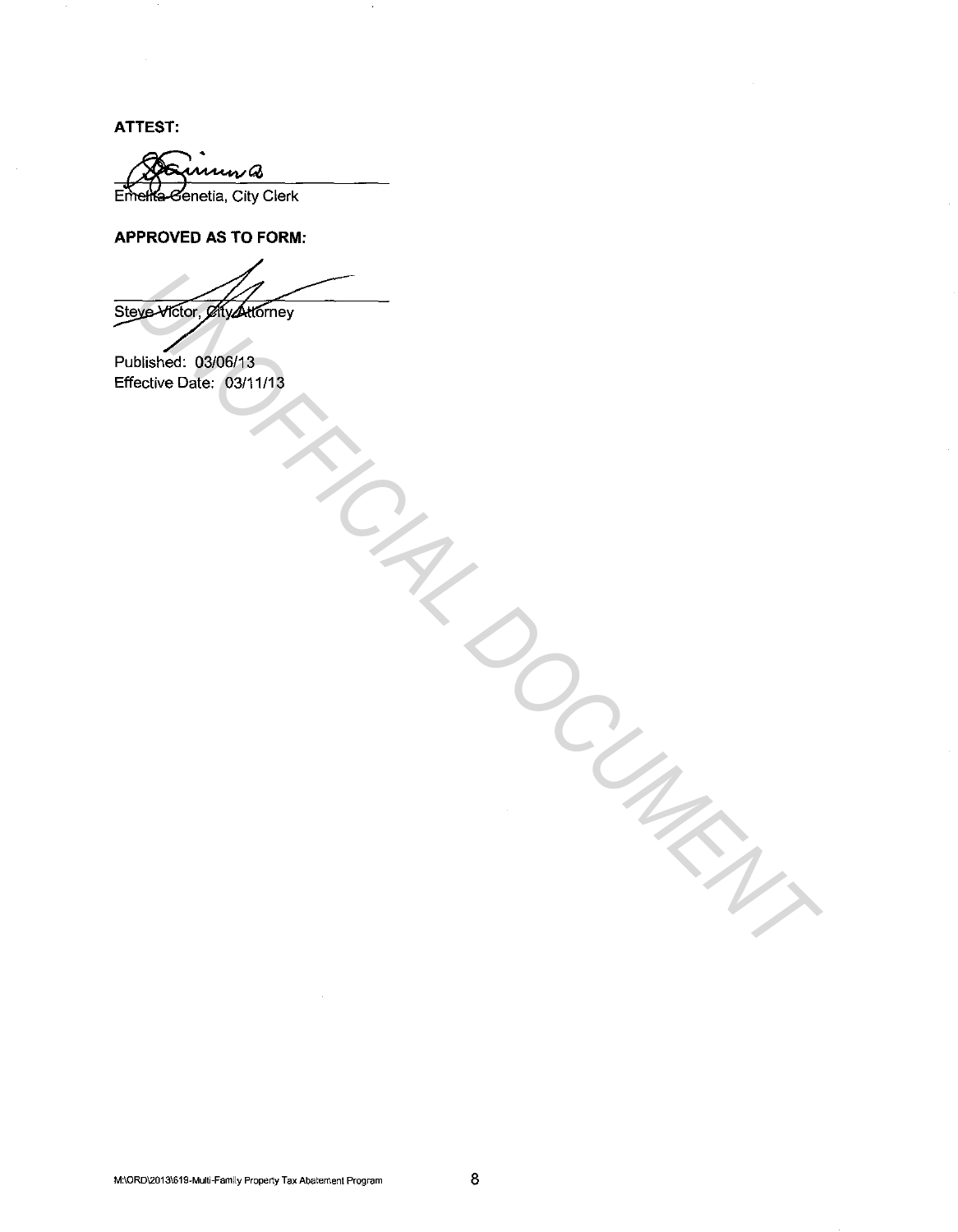**ATTEST:**

Emelita Genetia, City Clerk

**APPROVED AS TO FORM:**

Steve Victor, City Attorney

Published: 03/06/13
Effective Date: 03/11/13

UNOFFICIAL DOCUMENT

M:\ORD\2013\619-Multi-Family Property Tax Abatement Program